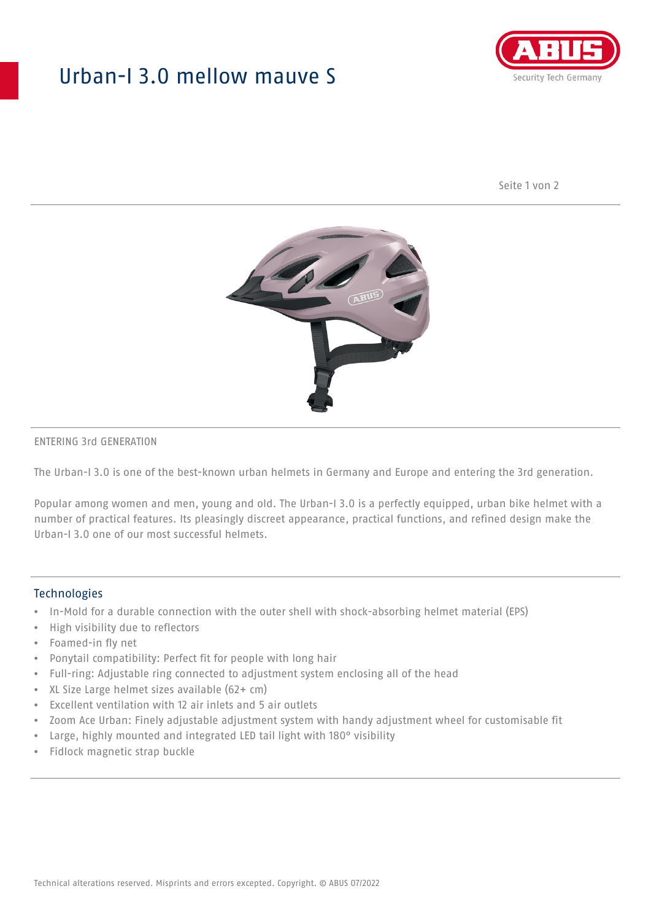# Urban-I 3.0 mellow mauve S

ENTERING 3rd GENERATION

The Urban-I 3.0 is one of the best-known urban helmets in Germany and Europe and entering the 3rd generation.

Popular among women and men, young and old. The Urban-I 3.0 is a perfectly equipped, urban bike helmet with a number of practical features. Its pleasingly discreet appearance, practical functions, and refined design make the Urban-I 3.0 one of our most successful helmets.

## Technologies

- In-Mold for a durable connection with the outer shell with shock-absorbing helmet material (EPS)
- High visibility due to reflectors
- Foamed-in fly net
- Ponytail compatibility: Perfect fit for people with long hair
- Full-ring: Adjustable ring connected to adjustment system enclosing all of the head
- XL Size Large helmet sizes available (62+ cm)
- Excellent ventilation with 12 air inlets and 5 air outlets
- Zoom Ace Urban: Finely adjustable adjustment system with handy adjustment wheel for customisable fit
- Large, highly mounted and integrated LED tail light with 180° visibility
- Fidlock magnetic strap buckle

Technical alterations reserved. Misprints and errors excepted. Copyright. © ABUS 07/2022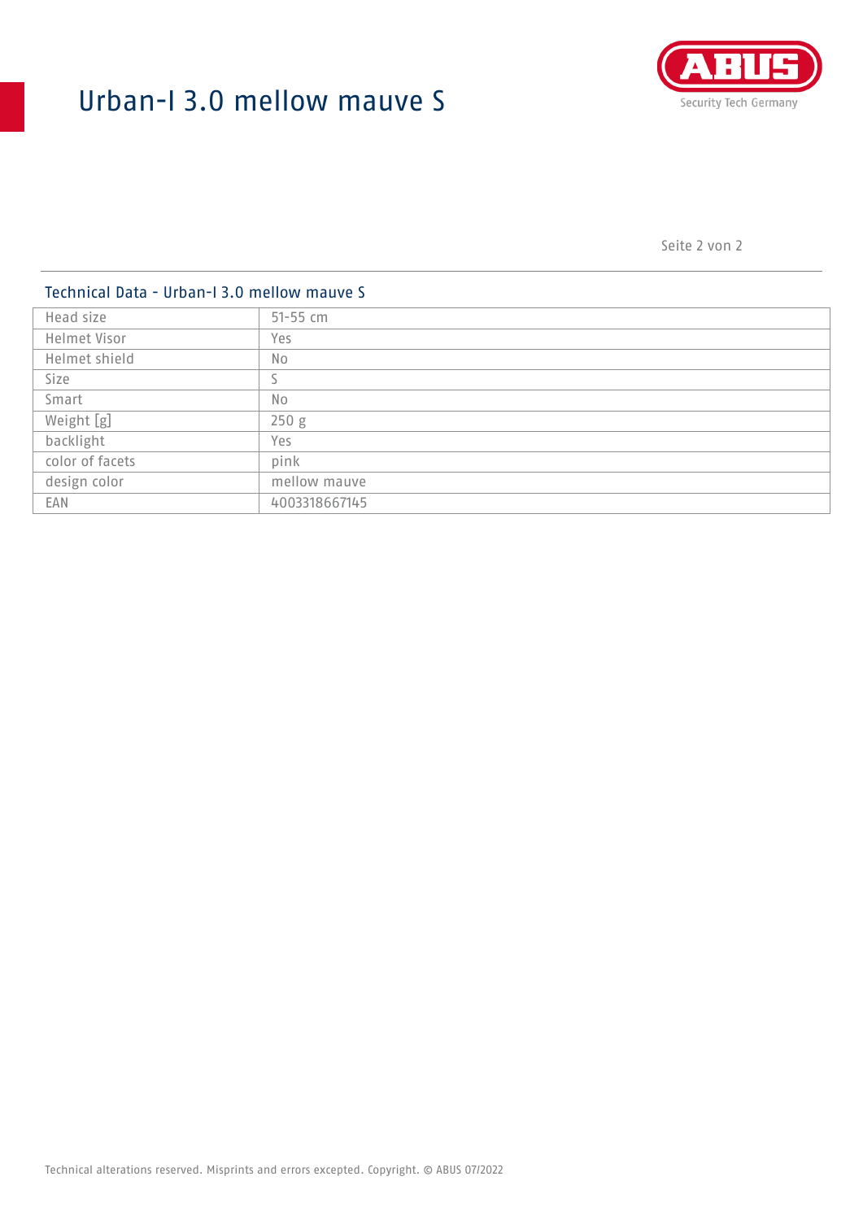# Urban-I 3.0 mellow mauve S

## Technical Data - Urban-I 3.0 mellow mauve S

| | |
|---|---|
| Head size | 51-55 cm |
| Helmet Visor | Yes |
| Helmet shield | No |
| Size | S |
| Smart | No |
| Weight [g] | 250 g |
| backlight | Yes |
| color of facets | pink |
| design color | mellow mauve |
| EAN | 4003318667145 |

Technical alterations reserved. Misprints and errors excepted. Copyright. © ABUS 07/2022